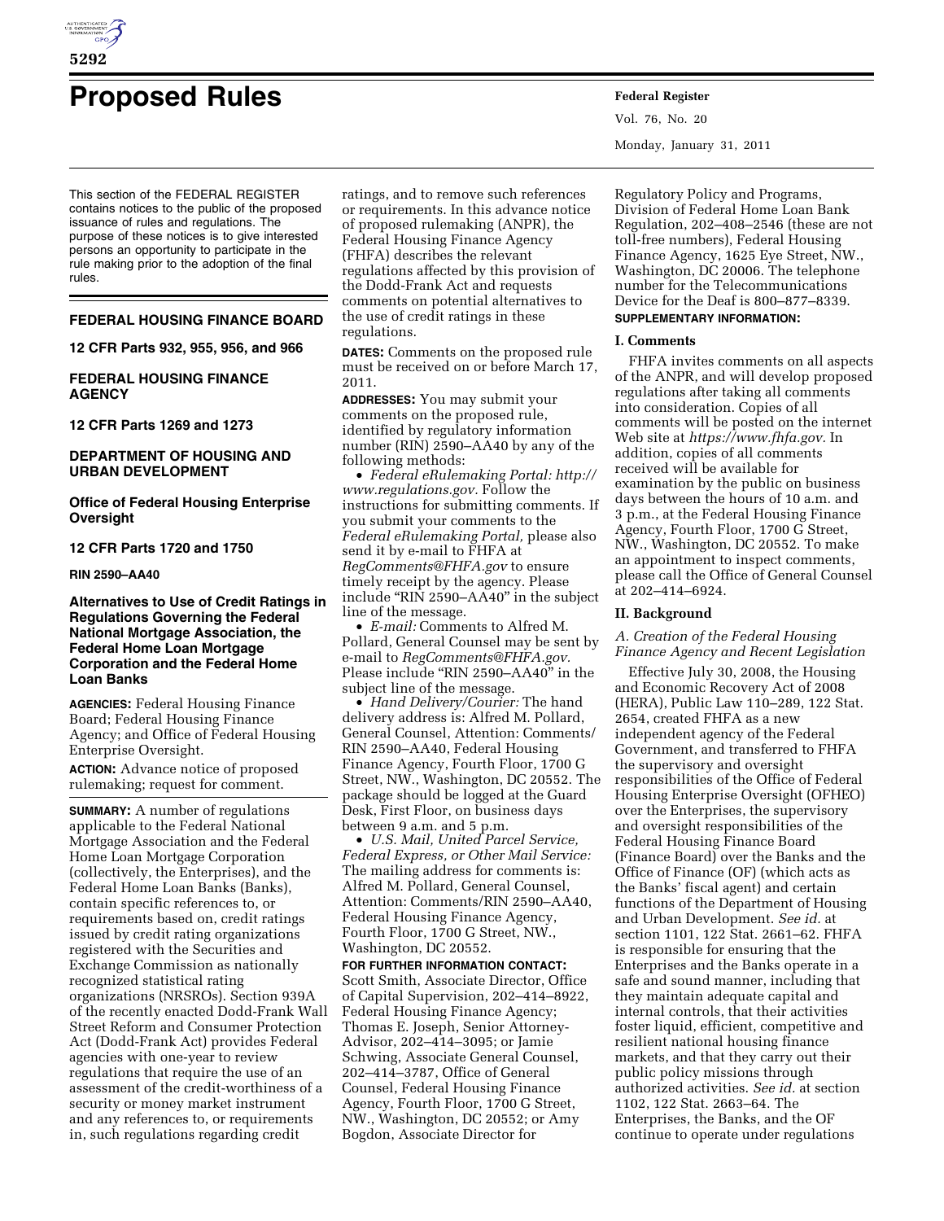# Proposed Rules

This section of the FEDERAL REGISTER contains notices to the public of the proposed issuance of rules and regulations. The purpose of these notices is to give interested persons an opportunity to participate in the rule making prior to the adoption of the final rules.

## FEDERAL HOUSING FINANCE BOARD

**12 CFR Parts 932, 955, 956, and 966**

## FEDERAL HOUSING FINANCE AGENCY

**12 CFR Parts 1269 and 1273**

## DEPARTMENT OF HOUSING AND URBAN DEVELOPMENT

### Office of Federal Housing Enterprise Oversight

**12 CFR Parts 1720 and 1750**

**RIN 2590–AA40**

### Alternatives to Use of Credit Ratings in Regulations Governing the Federal National Mortgage Association, the Federal Home Loan Mortgage Corporation and the Federal Home Loan Banks

**AGENCIES:** Federal Housing Finance Board; Federal Housing Finance Agency; and Office of Federal Housing Enterprise Oversight.

**ACTION:** Advance notice of proposed rulemaking; request for comment.

**SUMMARY:** A number of regulations applicable to the Federal National Mortgage Association and the Federal Home Loan Mortgage Corporation (collectively, the Enterprises), and the Federal Home Loan Banks (Banks), contain specific references to, or requirements based on, credit ratings issued by credit rating organizations registered with the Securities and Exchange Commission as nationally recognized statistical rating organizations (NRSROs). Section 939A of the recently enacted Dodd-Frank Wall Street Reform and Consumer Protection Act (Dodd-Frank Act) provides Federal agencies with one-year to review regulations that require the use of an assessment of the credit-worthiness of a security or money market instrument and any references to, or requirements in, such regulations regarding credit ratings, and to remove such references or requirements. In this advance notice of proposed rulemaking (ANPR), the Federal Housing Finance Agency (FHFA) describes the relevant regulations affected by this provision of the Dodd-Frank Act and requests comments on potential alternatives to the use of credit ratings in these regulations.

**DATES:** Comments on the proposed rule must be received on or before March 17, 2011.

**ADDRESSES:** You may submit your comments on the proposed rule, identified by regulatory information number (RIN) 2590–AA40 by any of the following methods:

- *Federal eRulemaking Portal: http://www.regulations.gov.* Follow the instructions for submitting comments. If you submit your comments to the *Federal eRulemaking Portal,* please also send it by e-mail to FHFA at *RegComments@FHFA.gov* to ensure timely receipt by the agency. Please include "RIN 2590–AA40" in the subject line of the message.
- *E-mail:* Comments to Alfred M. Pollard, General Counsel may be sent by e-mail to *RegComments@FHFA.gov.* Please include "RIN 2590–AA40" in the subject line of the message.
- *Hand Delivery/Courier:* The hand delivery address is: Alfred M. Pollard, General Counsel, Attention: Comments/RIN 2590–AA40, Federal Housing Finance Agency, Fourth Floor, 1700 G Street, NW., Washington, DC 20552. The package should be logged at the Guard Desk, First Floor, on business days between 9 a.m. and 5 p.m.
- *U.S. Mail, United Parcel Service, Federal Express, or Other Mail Service:* The mailing address for comments is: Alfred M. Pollard, General Counsel, Attention: Comments/RIN 2590–AA40, Federal Housing Finance Agency, Fourth Floor, 1700 G Street, NW., Washington, DC 20552.

**FOR FURTHER INFORMATION CONTACT:** Scott Smith, Associate Director, Office of Capital Supervision, 202–414–8922, Federal Housing Finance Agency; Thomas E. Joseph, Senior Attorney-Advisor, 202–414–3095; or Jamie Schwing, Associate General Counsel, 202–414–3787, Office of General Counsel, Federal Housing Finance Agency, Fourth Floor, 1700 G Street, NW., Washington, DC 20552; or Amy Bogdon, Associate Director for Regulatory Policy and Programs, Division of Federal Home Loan Bank Regulation, 202–408–2546 (these are not toll-free numbers), Federal Housing Finance Agency, 1625 Eye Street, NW., Washington, DC 20006. The telephone number for the Telecommunications Device for the Deaf is 800–877–8339.

**SUPPLEMENTARY INFORMATION:**

## I. Comments

FHFA invites comments on all aspects of the ANPR, and will develop proposed regulations after taking all comments into consideration. Copies of all comments will be posted on the internet Web site at *https://www.fhfa.gov.* In addition, copies of all comments received will be available for examination by the public on business days between the hours of 10 a.m. and 3 p.m., at the Federal Housing Finance Agency, Fourth Floor, 1700 G Street, NW., Washington, DC 20552. To make an appointment to inspect comments, please call the Office of General Counsel at 202–414–6924.

## II. Background

### *A. Creation of the Federal Housing Finance Agency and Recent Legislation*

Effective July 30, 2008, the Housing and Economic Recovery Act of 2008 (HERA), Public Law 110–289, 122 Stat. 2654, created FHFA as a new independent agency of the Federal Government, and transferred to FHFA the supervisory and oversight responsibilities of the Office of Federal Housing Enterprise Oversight (OFHEO) over the Enterprises, the supervisory and oversight responsibilities of the Federal Housing Finance Board (Finance Board) over the Banks and the Office of Finance (OF) (which acts as the Banks' fiscal agent) and certain functions of the Department of Housing and Urban Development. *See id.* at section 1101, 122 Stat. 2661–62. FHFA is responsible for ensuring that the Enterprises and the Banks operate in a safe and sound manner, including that they maintain adequate capital and internal controls, that their activities foster liquid, efficient, competitive and resilient national housing finance markets, and that they carry out their public policy missions through authorized activities. *See id.* at section 1102, 122 Stat. 2663–64. The Enterprises, the Banks, and the OF continue to operate under regulations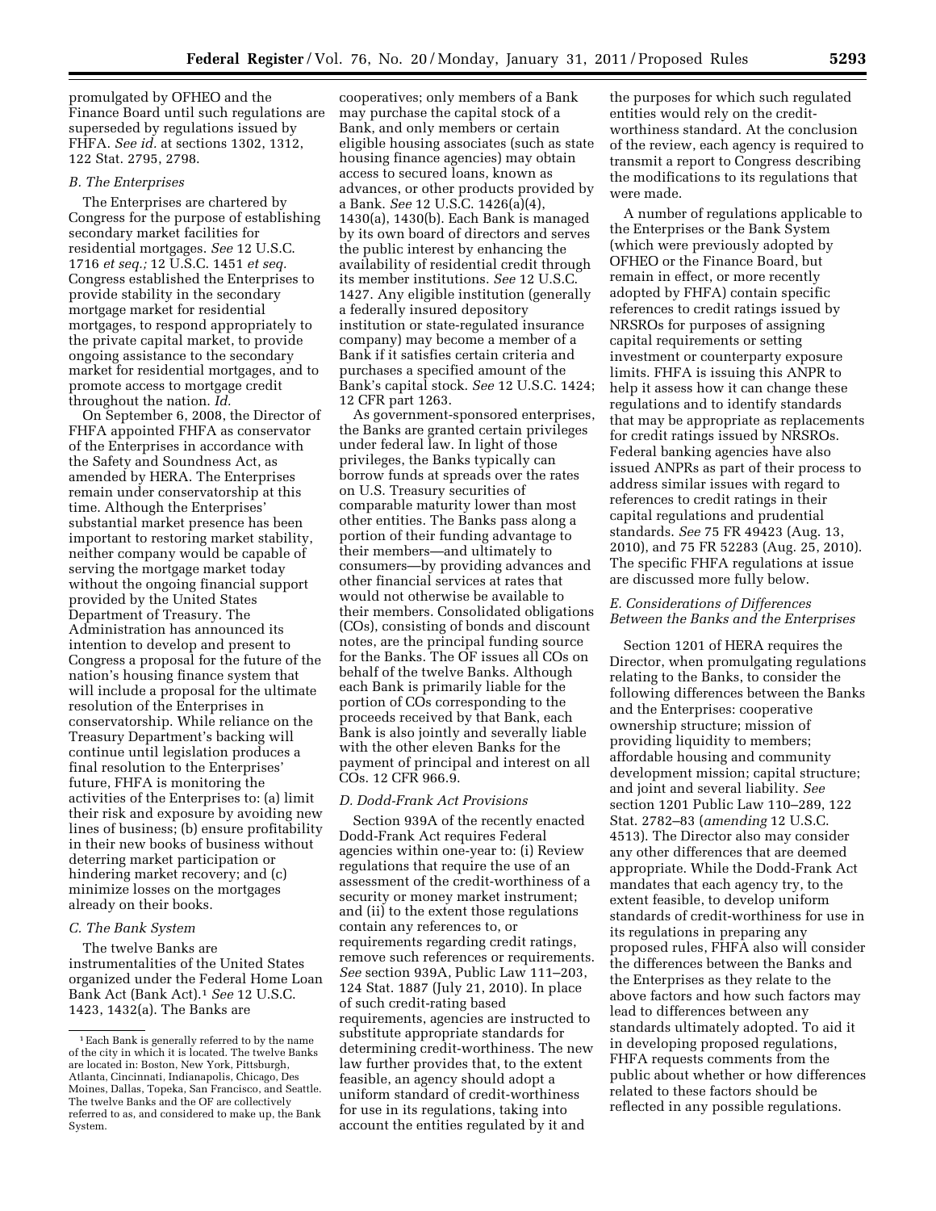promulgated by OFHEO and the Finance Board until such regulations are superseded by regulations issued by FHFA. *See id.* at sections 1302, 1312, 122 Stat. 2795, 2798.

### *B. The Enterprises*

The Enterprises are chartered by Congress for the purpose of establishing secondary market facilities for residential mortgages. *See* 12 U.S.C. 1716 *et seq.;* 12 U.S.C. 1451 *et seq.* Congress established the Enterprises to provide stability in the secondary mortgage market for residential mortgages, to respond appropriately to the private capital market, to provide ongoing assistance to the secondary market for residential mortgages, and to promote access to mortgage credit throughout the nation. *Id.*

On September 6, 2008, the Director of FHFA appointed FHFA as conservator of the Enterprises in accordance with the Safety and Soundness Act, as amended by HERA. The Enterprises remain under conservatorship at this time. Although the Enterprises' substantial market presence has been important to restoring market stability, neither company would be capable of serving the mortgage market today without the ongoing financial support provided by the United States Department of Treasury. The Administration has announced its intention to develop and present to Congress a proposal for the future of the nation's housing finance system that will include a proposal for the ultimate resolution of the Enterprises in conservatorship. While reliance on the Treasury Department's backing will continue until legislation produces a final resolution to the Enterprises' future, FHFA is monitoring the activities of the Enterprises to: (a) limit their risk and exposure by avoiding new lines of business; (b) ensure profitability in their new books of business without deterring market participation or hindering market recovery; and (c) minimize losses on the mortgages already on their books.

### *C. The Bank System*

The twelve Banks are instrumentalities of the United States organized under the Federal Home Loan Bank Act (Bank Act).[1] *See* 12 U.S.C. 1423, 1432(a). The Banks are cooperatives; only members of a Bank may purchase the capital stock of a Bank, and only members or certain eligible housing associates (such as state housing finance agencies) may obtain access to secured loans, known as advances, or other products provided by a Bank. *See* 12 U.S.C. 1426(a)(4), 1430(a), 1430(b). Each Bank is managed by its own board of directors and serves the public interest by enhancing the availability of residential credit through its member institutions. *See* 12 U.S.C. 1427. Any eligible institution (generally a federally insured depository institution or state-regulated insurance company) may become a member of a Bank if it satisfies certain criteria and purchases a specified amount of the Bank's capital stock. *See* 12 U.S.C. 1424; 12 CFR part 1263.

As government-sponsored enterprises, the Banks are granted certain privileges under federal law. In light of those privileges, the Banks typically can borrow funds at spreads over the rates on U.S. Treasury securities of comparable maturity lower than most other entities. The Banks pass along a portion of their funding advantage to their members—and ultimately to consumers—by providing advances and other financial services at rates that would not otherwise be available to their members. Consolidated obligations (COs), consisting of bonds and discount notes, are the principal funding source for the Banks. The OF issues all COs on behalf of the twelve Banks. Although each Bank is primarily liable for the portion of COs corresponding to the proceeds received by that Bank, each Bank is also jointly and severally liable with the other eleven Banks for the payment of principal and interest on all COs. 12 CFR 966.9.

### *D. Dodd-Frank Act Provisions*

Section 939A of the recently enacted Dodd-Frank Act requires Federal agencies within one-year to: (i) Review regulations that require the use of an assessment of the credit-worthiness of a security or money market instrument; and (ii) to the extent those regulations contain any references to, or requirements regarding credit ratings, remove such references or requirements. *See* section 939A, Public Law 111–203, 124 Stat. 1887 (July 21, 2010). In place of such credit-rating based requirements, agencies are instructed to substitute appropriate standards for determining credit-worthiness. The new law further provides that, to the extent feasible, an agency should adopt a uniform standard of credit-worthiness for use in its regulations, taking into account the entities regulated by it and the purposes for which such regulated entities would rely on the credit-worthiness standard. At the conclusion of the review, each agency is required to transmit a report to Congress describing the modifications to its regulations that were made.

A number of regulations applicable to the Enterprises or the Bank System (which were previously adopted by OFHEO or the Finance Board, but remain in effect, or more recently adopted by FHFA) contain specific references to credit ratings issued by NRSROs for purposes of assigning capital requirements or setting investment or counterparty exposure limits. FHFA is issuing this ANPR to help it assess how it can change these regulations and to identify standards that may be appropriate as replacements for credit ratings issued by NRSROs. Federal banking agencies have also issued ANPRs as part of their process to address similar issues with regard to references to credit ratings in their capital regulations and prudential standards. *See* 75 FR 49423 (Aug. 13, 2010), and 75 FR 52283 (Aug. 25, 2010). The specific FHFA regulations at issue are discussed more fully below.

### *E. Considerations of Differences Between the Banks and the Enterprises*

Section 1201 of HERA requires the Director, when promulgating regulations relating to the Banks, to consider the following differences between the Banks and the Enterprises: cooperative ownership structure; mission of providing liquidity to members; affordable housing and community development mission; capital structure; and joint and several liability. *See* section 1201 Public Law 110–289, 122 Stat. 2782–83 (*amending* 12 U.S.C. 4513). The Director also may consider any other differences that are deemed appropriate. While the Dodd-Frank Act mandates that each agency try, to the extent feasible, to develop uniform standards of credit-worthiness for use in its regulations in preparing any proposed rules, FHFA also will consider the differences between the Banks and the Enterprises as they relate to the above factors and how such factors may lead to differences between any standards ultimately adopted. To aid it in developing proposed regulations, FHFA requests comments from the public about whether or how differences related to these factors should be reflected in any possible regulations.

---

[1] Each Bank is generally referred to by the name of the city in which it is located. The twelve Banks are located in: Boston, New York, Pittsburgh, Atlanta, Cincinnati, Indianapolis, Chicago, Des Moines, Dallas, Topeka, San Francisco, and Seattle. The twelve Banks and the OF are collectively referred to as, and considered to make up, the Bank System.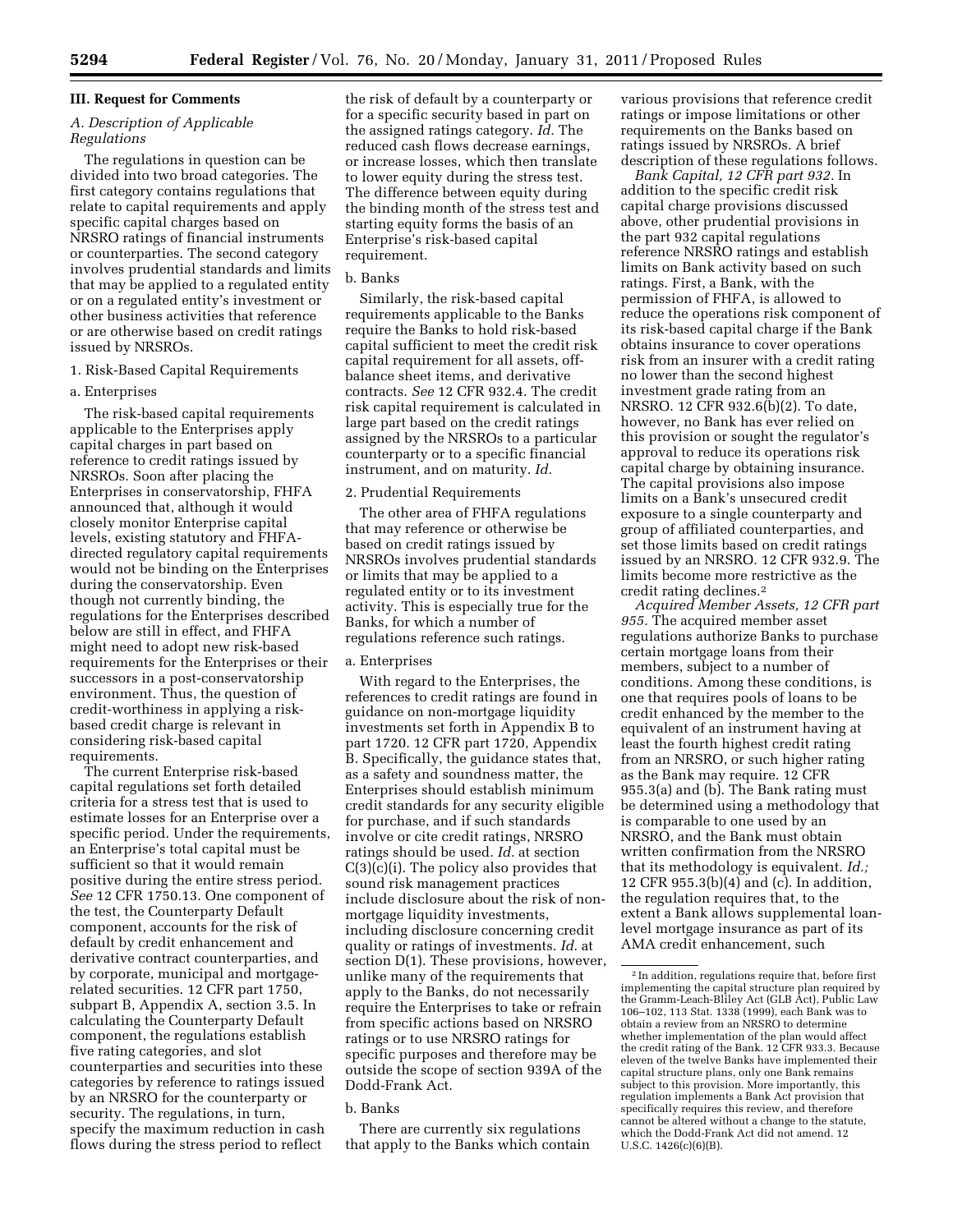### III. Request for Comments

#### *A. Description of Applicable Regulations*

The regulations in question can be divided into two broad categories. The first category contains regulations that relate to capital requirements and apply specific capital charges based on NRSRO ratings of financial instruments or counterparties. The second category involves prudential standards and limits that may be applied to a regulated entity or on a regulated entity's investment or other business activities that reference or are otherwise based on credit ratings issued by NRSROs.

1. Risk-Based Capital Requirements

a. Enterprises

The risk-based capital requirements applicable to the Enterprises apply capital charges in part based on reference to credit ratings issued by NRSROs. Soon after placing the Enterprises in conservatorship, FHFA announced that, although it would closely monitor Enterprise capital levels, existing statutory and FHFA-directed regulatory capital requirements would not be binding on the Enterprises during the conservatorship. Even though not currently binding, the regulations for the Enterprises described below are still in effect, and FHFA might need to adopt new risk-based requirements for the Enterprises or their successors in a post-conservatorship environment. Thus, the question of credit-worthiness in applying a risk-based credit charge is relevant in considering risk-based capital requirements.

The current Enterprise risk-based capital regulations set forth detailed criteria for a stress test that is used to estimate losses for an Enterprise over a specific period. Under the requirements, an Enterprise's total capital must be sufficient so that it would remain positive during the entire stress period. *See* 12 CFR 1750.13. One component of the test, the Counterparty Default component, accounts for the risk of default by credit enhancement and derivative contract counterparties, and by corporate, municipal and mortgage-related securities. 12 CFR part 1750, subpart B, Appendix A, section 3.5. In calculating the Counterparty Default component, the regulations establish five rating categories, and slot counterparties and securities into these categories by reference to ratings issued by an NRSRO for the counterparty or security. The regulations, in turn, specify the maximum reduction in cash flows during the stress period to reflect the risk of default by a counterparty or for a specific security based in part on the assigned ratings category. *Id.* The reduced cash flows decrease earnings, or increase losses, which then translate to lower equity during the stress test. The difference between equity during the binding month of the stress test and starting equity forms the basis of an Enterprise's risk-based capital requirement.

b. Banks

Similarly, the risk-based capital requirements applicable to the Banks require the Banks to hold risk-based capital sufficient to meet the credit risk capital requirement for all assets, off-balance sheet items, and derivative contracts. *See* 12 CFR 932.4. The credit risk capital requirement is calculated in large part based on the credit ratings assigned by the NRSROs to a particular counterparty or to a specific financial instrument, and on maturity. *Id.*

2. Prudential Requirements

The other area of FHFA regulations that may reference or otherwise be based on credit ratings issued by NRSROs involves prudential standards or limits that may be applied to a regulated entity or to its investment activity. This is especially true for the Banks, for which a number of regulations reference such ratings.

a. Enterprises

With regard to the Enterprises, the references to credit ratings are found in guidance on non-mortgage liquidity investments set forth in Appendix B to part 1720. 12 CFR part 1720, Appendix B. Specifically, the guidance states that, as a safety and soundness matter, the Enterprises should establish minimum credit standards for any security eligible for purchase, and if such standards involve or cite credit ratings, NRSRO ratings should be used. *Id.* at section C(3)(c)(i). The policy also provides that sound risk management practices include disclosure about the risk of non-mortgage liquidity investments, including disclosure concerning credit quality or ratings of investments. *Id.* at section D(1). These provisions, however, unlike many of the requirements that apply to the Banks, do not necessarily require the Enterprises to take or refrain from specific actions based on NRSRO ratings or to use NRSRO ratings for specific purposes and therefore may be outside the scope of section 939A of the Dodd-Frank Act.

b. Banks

There are currently six regulations that apply to the Banks which contain various provisions that reference credit ratings or impose limitations or other requirements on the Banks based on ratings issued by NRSROs. A brief description of these regulations follows.

*Bank Capital, 12 CFR part 932.* In addition to the specific credit risk capital charge provisions discussed above, other prudential provisions in the part 932 capital regulations reference NRSRO ratings and establish limits on Bank activity based on such ratings. First, a Bank, with the permission of FHFA, is allowed to reduce the operations risk component of its risk-based capital charge if the Bank obtains insurance to cover operations risk from an insurer with a credit rating no lower than the second highest investment grade rating from an NRSRO. 12 CFR 932.6(b)(2). To date, however, no Bank has ever relied on this provision or sought the regulator's approval to reduce its operations risk capital charge by obtaining insurance. The capital provisions also impose limits on a Bank's unsecured credit exposure to a single counterparty and group of affiliated counterparties, and set those limits based on credit ratings issued by an NRSRO. 12 CFR 932.9. The limits become more restrictive as the credit rating declines.[2]

*Acquired Member Assets, 12 CFR part 955.* The acquired member asset regulations authorize Banks to purchase certain mortgage loans from their members, subject to a number of conditions. Among these conditions, is one that requires pools of loans to be credit enhanced by the member to the equivalent of an instrument having at least the fourth highest credit rating from an NRSRO, or such higher rating as the Bank may require. 12 CFR 955.3(a) and (b). The Bank rating must be determined using a methodology that is comparable to one used by an NRSRO, and the Bank must obtain written confirmation from the NRSRO that its methodology is equivalent. *Id.;* 12 CFR 955.3(b)(4) and (c). In addition, the regulation requires that, to the extent a Bank allows supplemental loan-level mortgage insurance as part of its AMA credit enhancement, such

[2] In addition, regulations require that, before first implementing the capital structure plan required by the Gramm-Leach-Bliley Act (GLB Act), Public Law 106–102, 113 Stat. 1338 (1999), each Bank was to obtain a review from an NRSRO to determine whether implementation of the plan would affect the credit rating of the Bank. 12 CFR 933.3. Because eleven of the twelve Banks have implemented their capital structure plans, only one Bank remains subject to this provision. More importantly, this regulation implements a Bank Act provision that specifically requires this review, and therefore cannot be altered without a change to the statute, which the Dodd-Frank Act did not amend. 12 U.S.C. 1426(c)(6)(B).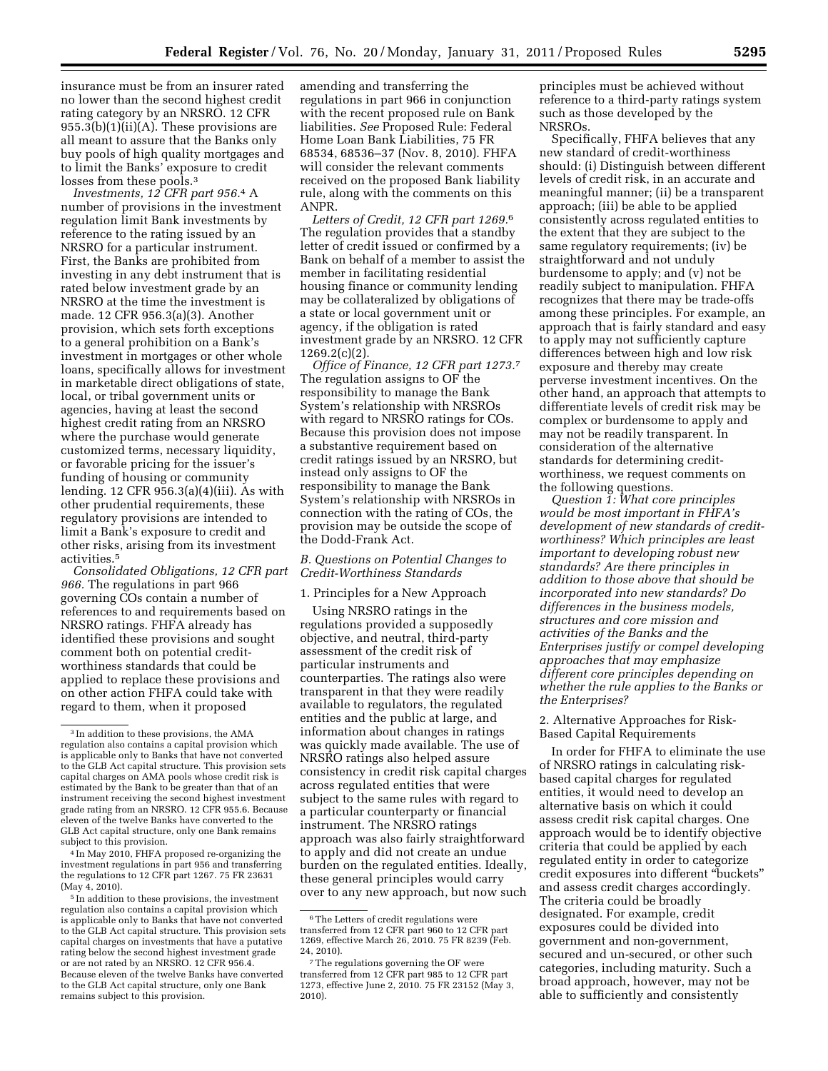insurance must be from an insurer rated no lower than the second highest credit rating category by an NRSRO. 12 CFR 955.3(b)(1)(ii)(A). These provisions are all meant to assure that the Banks only buy pools of high quality mortgages and to limit the Banks' exposure to credit losses from these pools.[3]

*Investments, 12 CFR part 956.*[4] A number of provisions in the investment regulation limit Bank investments by reference to the rating issued by an NRSRO for a particular instrument. First, the Banks are prohibited from investing in any debt instrument that is rated below investment grade by an NRSRO at the time the investment is made. 12 CFR 956.3(a)(3). Another provision, which sets forth exceptions to a general prohibition on a Bank's investment in mortgages or other whole loans, specifically allows for investment in marketable direct obligations of state, local, or tribal government units or agencies, having at least the second highest credit rating from an NRSRO where the purchase would generate customized terms, necessary liquidity, or favorable pricing for the issuer's funding of housing or community lending. 12 CFR 956.3(a)(4)(iii). As with other prudential requirements, these regulatory provisions are intended to limit a Bank's exposure to credit and other risks, arising from its investment activities.[5]

*Consolidated Obligations, 12 CFR part 966.* The regulations in part 966 governing COs contain a number of references to and requirements based on NRSRO ratings. FHFA already has identified these provisions and sought comment both on potential credit-worthiness standards that could be applied to replace these provisions and on other action FHFA could take with regard to them, when it proposed amending and transferring the regulations in part 966 in conjunction with the recent proposed rule on Bank liabilities. *See* Proposed Rule: Federal Home Loan Bank Liabilities, 75 FR 68534, 68536–37 (Nov. 8, 2010). FHFA will consider the relevant comments received on the proposed Bank liability rule, along with the comments on this ANPR.

*Letters of Credit, 12 CFR part 1269.*[6] The regulation provides that a standby letter of credit issued or confirmed by a Bank on behalf of a member to assist the member in facilitating residential housing finance or community lending may be collateralized by obligations of a state or local government unit or agency, if the obligation is rated investment grade by an NRSRO. 12 CFR 1269.2(c)(2).

*Office of Finance, 12 CFR part 1273.*[7] The regulation assigns to OF the responsibility to manage the Bank System's relationship with NRSROs with regard to NRSRO ratings for COs. Because this provision does not impose a substantive requirement based on credit ratings issued by an NRSRO, but instead only assigns to OF the responsibility to manage the Bank System's relationship with NRSROs in connection with the rating of COs, the provision may be outside the scope of the Dodd-Frank Act.

## B. Questions on Potential Changes to Credit-Worthiness Standards

### 1. Principles for a New Approach

Using NRSRO ratings in the regulations provided a supposedly objective, and neutral, third-party assessment of the credit risk of particular instruments and counterparties. The ratings also were transparent in that they were readily available to regulators, the regulated entities and the public at large, and information about changes in ratings was quickly made available. The use of NRSRO ratings also helped assure consistency in credit risk capital charges across regulated entities that were subject to the same rules with regard to a particular counterparty or financial instrument. The NRSRO ratings approach was also fairly straightforward to apply and did not create an undue burden on the regulated entities. Ideally, these general principles would carry over to any new approach, but now such principles must be achieved without reference to a third-party ratings system such as those developed by the NRSROs.

Specifically, FHFA believes that any new standard of credit-worthiness should: (i) Distinguish between different levels of credit risk, in an accurate and meaningful manner; (ii) be a transparent approach; (iii) be able to be applied consistently across regulated entities to the extent that they are subject to the same regulatory requirements; (iv) be straightforward and not unduly burdensome to apply; and (v) not be readily subject to manipulation. FHFA recognizes that there may be trade-offs among these principles. For example, an approach that is fairly standard and easy to apply may not sufficiently capture differences between high and low risk exposure and thereby may create perverse investment incentives. On the other hand, an approach that attempts to differentiate levels of credit risk may be complex or burdensome to apply and may not be readily transparent. In consideration of the alternative standards for determining credit-worthiness, we request comments on the following questions.

*Question 1: What core principles would be most important in FHFA's development of new standards of credit-worthiness? Which principles are least important to developing robust new standards? Are there principles in addition to those above that should be incorporated into new standards? Do differences in the business models, structures and core mission and activities of the Banks and the Enterprises justify or compel developing approaches that may emphasize different core principles depending on whether the rule applies to the Banks or the Enterprises?*

### 2. Alternative Approaches for Risk-Based Capital Requirements

In order for FHFA to eliminate the use of NRSRO ratings in calculating risk-based capital charges for regulated entities, it would need to develop an alternative basis on which it could assess credit risk capital charges. One approach would be to identify objective criteria that could be applied by each regulated entity in order to categorize credit exposures into different "buckets" and assess credit charges accordingly. The criteria could be broadly designated. For example, credit exposures could be divided into government and non-government, secured and un-secured, or other such categories, including maturity. Such a broad approach, however, may not be able to sufficiently and consistently

---

[3] In addition to these provisions, the AMA regulation also contains a capital provision which is applicable only to Banks that have not converted to the GLB Act capital structure. This provision sets capital charges on AMA pools whose credit risk is estimated by the Bank to be greater than that of an instrument receiving the second highest investment grade rating from an NRSRO. 12 CFR 955.6. Because eleven of the twelve Banks have converted to the GLB Act capital structure, only one Bank remains subject to this provision.

[4] In May 2010, FHFA proposed re-organizing the investment regulations in part 956 and transferring the regulations to 12 CFR part 1267. 75 FR 23631 (May 4, 2010).

[5] In addition to these provisions, the investment regulation also contains a capital provision which is applicable only to Banks that have not converted to the GLB Act capital structure. This provision sets capital charges on investments that have a putative rating below the second highest investment grade or are not rated by an NRSRO. 12 CFR 956.4. Because eleven of the twelve Banks have converted to the GLB Act capital structure, only one Bank remains subject to this provision.

[6] The Letters of credit regulations were transferred from 12 CFR part 960 to 12 CFR part 1269, effective March 26, 2010. 75 FR 8239 (Feb. 24, 2010).

[7] The regulations governing the OF were transferred from 12 CFR part 985 to 12 CFR part 1273, effective June 2, 2010. 75 FR 23152 (May 3, 2010).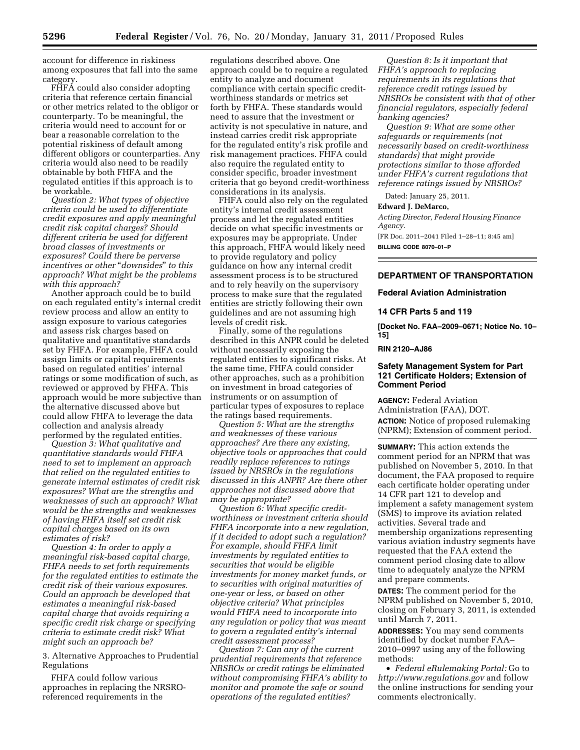account for difference in riskiness among exposures that fall into the same category.

FHFA could also consider adopting criteria that reference certain financial or other metrics related to the obligor or counterparty. To be meaningful, the criteria would need to account for or bear a reasonable correlation to the potential riskiness of default among different obligors or counterparties. Any criteria would also need to be readily obtainable by both FHFA and the regulated entities if this approach is to be workable.

*Question 2: What types of objective criteria could be used to differentiate credit exposures and apply meaningful credit risk capital charges? Should different criteria be used for different broad classes of investments or exposures? Could there be perverse incentives or other "downsides" to this approach? What might be the problems with this approach?*

Another approach could be to build on each regulated entity's internal credit review process and allow an entity to assign exposure to various categories and assess risk charges based on qualitative and quantitative standards set by FHFA. For example, FHFA could assign limits or capital requirements based on regulated entities' internal ratings or some modification of such, as reviewed or approved by FHFA. This approach would be more subjective than the alternative discussed above but could allow FHFA to leverage the data collection and analysis already performed by the regulated entities.

*Question 3: What qualitative and quantitative standards would FHFA need to set to implement an approach that relied on the regulated entities to generate internal estimates of credit risk exposures? What are the strengths and weaknesses of such an approach? What would be the strengths and weaknesses of having FHFA itself set credit risk capital charges based on its own estimates of risk?*

*Question 4: In order to apply a meaningful risk-based capital charge, FHFA needs to set forth requirements for the regulated entities to estimate the credit risk of their various exposures. Could an approach be developed that estimates a meaningful risk-based capital charge that avoids requiring a specific credit risk charge or specifying criteria to estimate credit risk? What might such an approach be?*

3. Alternative Approaches to Prudential Regulations

FHFA could follow various approaches in replacing the NRSRO-referenced requirements in the regulations described above. One approach could be to require a regulated entity to analyze and document compliance with certain specific credit-worthiness standards or metrics set forth by FHFA. These standards would need to assure that the investment or activity is not speculative in nature, and instead carries credit risk appropriate for the regulated entity's risk profile and risk management practices. FHFA could also require the regulated entity to consider specific, broader investment criteria that go beyond credit-worthiness considerations in its analysis.

FHFA could also rely on the regulated entity's internal credit assessment process and let the regulated entities decide on what specific investments or exposures may be appropriate. Under this approach, FHFA would likely need to provide regulatory and policy guidance on how any internal credit assessment process is to be structured and to rely heavily on the supervisory process to make sure that the regulated entities are strictly following their own guidelines and are not assuming high levels of credit risk.

Finally, some of the regulations described in this ANPR could be deleted without necessarily exposing the regulated entities to significant risks. At the same time, FHFA could consider other approaches, such as a prohibition on investment in broad categories of instruments or on assumption of particular types of exposures to replace the ratings based requirements.

*Question 5: What are the strengths and weaknesses of these various approaches? Are there any existing, objective tools or approaches that could readily replace references to ratings issued by NRSROs in the regulations discussed in this ANPR? Are there other approaches not discussed above that may be appropriate?*

*Question 6: What specific credit-worthiness or investment criteria should FHFA incorporate into a new regulation, if it decided to adopt such a regulation? For example, should FHFA limit investments by regulated entities to securities that would be eligible investments for money market funds, or to securities with original maturities of one-year or less, or based on other objective criteria? What principles would FHFA need to incorporate into any regulation or policy that was meant to govern a regulated entity's internal credit assessment process?*

*Question 7: Can any of the current prudential requirements that reference NRSROs or credit ratings be eliminated without compromising FHFA's ability to monitor and promote the safe or sound operations of the regulated entities?*

*Question 8: Is it important that FHFA's approach to replacing requirements in its regulations that reference credit ratings issued by NRSROs be consistent with that of other financial regulators, especially federal banking agencies?*

*Question 9: What are some other safeguards or requirements (not necessarily based on credit-worthiness standards) that might provide protections similar to those afforded under FHFA's current regulations that reference ratings issued by NRSROs?*

Dated: January 25, 2011.

**Edward J. DeMarco,**

*Acting Director, Federal Housing Finance Agency.*

[FR Doc. 2011–2041 Filed 1–28–11; 8:45 am]

**BILLING CODE 8070–01–P**

---

## DEPARTMENT OF TRANSPORTATION

### Federal Aviation Administration

### 14 CFR Parts 5 and 119

**[Docket No. FAA–2009–0671; Notice No. 10–15]**

**RIN 2120–AJ86**

### Safety Management System for Part 121 Certificate Holders; Extension of Comment Period

**AGENCY:** Federal Aviation Administration (FAA), DOT.

**ACTION:** Notice of proposed rulemaking (NPRM); Extension of comment period.

**SUMMARY:** This action extends the comment period for an NPRM that was published on November 5, 2010. In that document, the FAA proposed to require each certificate holder operating under 14 CFR part 121 to develop and implement a safety management system (SMS) to improve its aviation related activities. Several trade and membership organizations representing various aviation industry segments have requested that the FAA extend the comment period closing date to allow time to adequately analyze the NPRM and prepare comments.

**DATES:** The comment period for the NPRM published on November 5, 2010, closing on February 3, 2011, is extended until March 7, 2011.

**ADDRESSES:** You may send comments identified by docket number FAA–2010–0997 using any of the following methods:

- *Federal eRulemaking Portal:* Go to *http://www.regulations.gov* and follow the online instructions for sending your comments electronically.